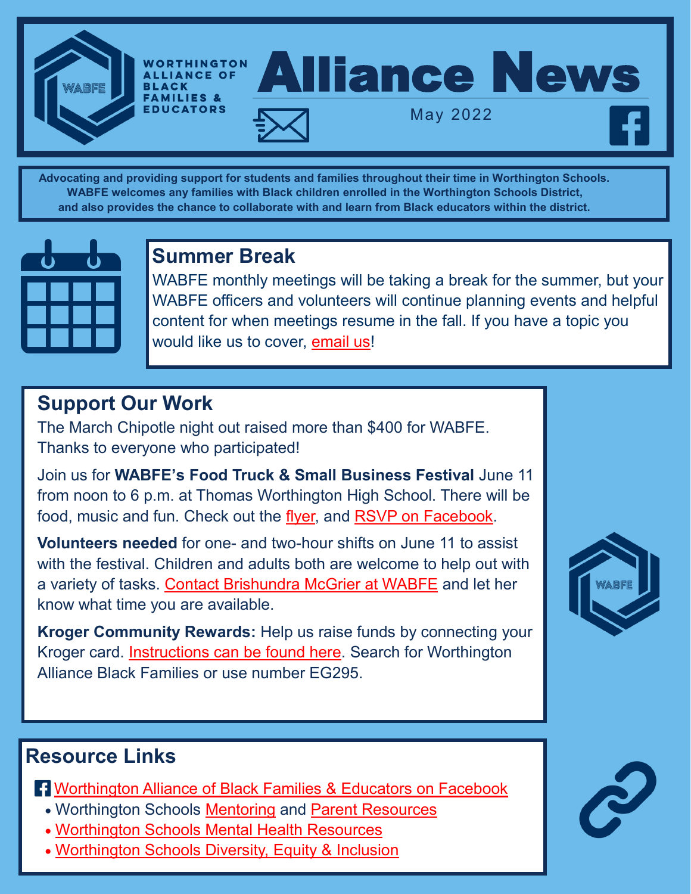WORTHINGTON ALLIANCE OF BLACK FAMILIES & EDUCATORS

# Alliance News

May 2022

**Advocating and providing support for students and families throughout their time in Worthington Schools. WABFE welcomes any families with Black children enrolled in the Worthington Schools District, and also provides the chance to collaborate with and learn from Black educators within the district.**

## Summer Break

WABFE monthly meetings will be taking a break for the summer, but your WABFE officers and volunteers will continue planning events and helpful content for when meetings resume in the fall. If you have a topic you would like us to cover, email us!

## Support Our Work

The March Chipotle night out raised more than $400 for WABFE. Thanks to everyone who participated!

Join us for **WABFE's Food Truck & Small Business Festival** June 11 from noon to 6 p.m. at Thomas Worthington High School. There will be food, music and fun. Check out the flyer, and RSVP on Facebook.

**Volunteers needed** for one- and two-hour shifts on June 11 to assist with the festival. Children and adults both are welcome to help out with a variety of tasks. Contact Brishundra McGrier at WABFE and let her know what time you are available.

**Kroger Community Rewards:** Help us raise funds by connecting your Kroger card. Instructions can be found here. Search for Worthington Alliance Black Families or use number EG295.

## Resource Links

Worthington Alliance of Black Families & Educators on Facebook

- Worthington Schools Mentoring and Parent Resources
- Worthington Schools Mental Health Resources
- Worthington Schools Diversity, Equity & Inclusion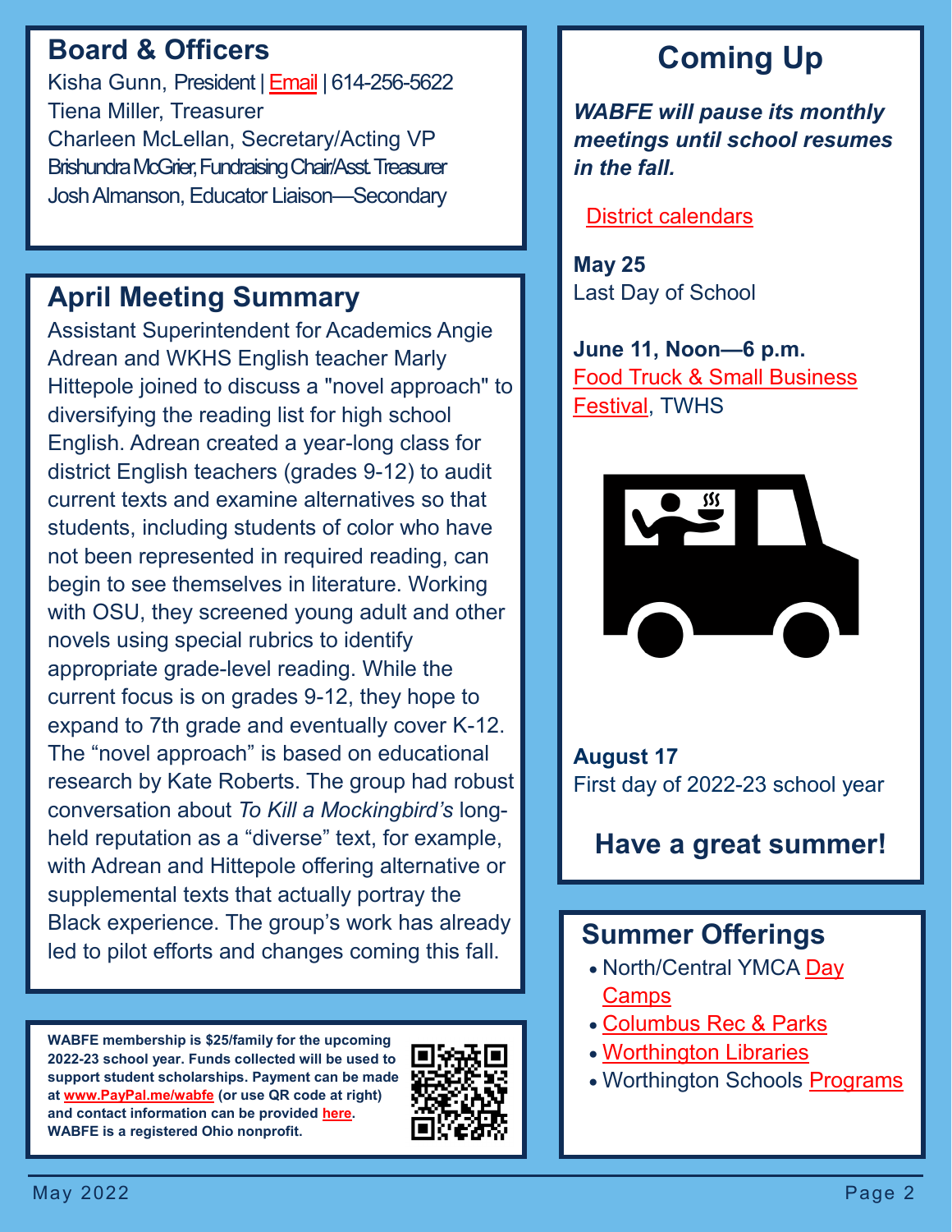## Board & Officers

Kisha Gunn, President | Email | 614-256-5622
Tiena Miller, Treasurer
Charleen McLellan, Secretary/Acting VP
Brishundra McGrier, Fundraising Chair/Asst. Treasurer
Josh Almanson, Educator Liaison—Secondary

## April Meeting Summary

Assistant Superintendent for Academics Angie Adrean and WKHS English teacher Marly Hittepole joined to discuss a "novel approach" to diversifying the reading list for high school English. Adrean created a year-long class for district English teachers (grades 9-12) to audit current texts and examine alternatives so that students, including students of color who have not been represented in required reading, can begin to see themselves in literature. Working with OSU, they screened young adult and other novels using special rubrics to identify appropriate grade-level reading. While the current focus is on grades 9-12, they hope to expand to 7th grade and eventually cover K-12. The "novel approach" is based on educational research by Kate Roberts. The group had robust conversation about *To Kill a Mockingbird's* long-held reputation as a "diverse" text, for example, with Adrean and Hittepole offering alternative or supplemental texts that actually portray the Black experience. The group's work has already led to pilot efforts and changes coming this fall.

**WABFE membership is $25/family for the upcoming 2022-23 school year. Funds collected will be used to support student scholarships. Payment can be made at www.PayPal.me/wabfe (or use QR code at right) and contact information can be provided here. WABFE is a registered Ohio nonprofit.**

## Coming Up

***WABFE will pause its monthly meetings until school resumes in the fall.***

District calendars

**May 25**
Last Day of School

**June 11, Noon—6 p.m.**
Food Truck & Small Business Festival, TWHS

**August 17**
First day of 2022-23 school year

**Have a great summer!**

## Summer Offerings

- North/Central YMCA Day Camps
- Columbus Rec & Parks
- Worthington Libraries
- Worthington Schools Programs